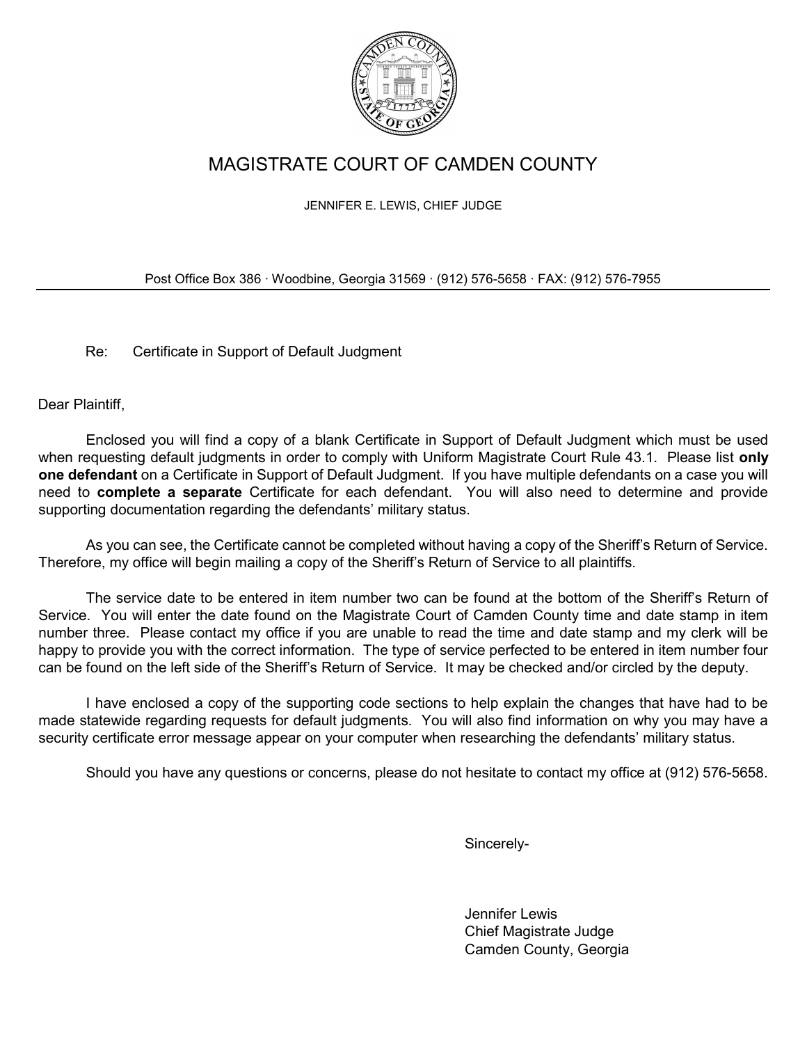# MAGISTRATE COURT OF CAMDEN COUNTY

JENNIFER E. LEWIS, CHIEF JUDGE

Post Office Box 386 · Woodbine, Georgia 31569 · (912) 576-5658 · FAX: (912) 576-7955

---

Re: Certificate in Support of Default Judgment

Dear Plaintiff,

Enclosed you will find a copy of a blank Certificate in Support of Default Judgment which must be used when requesting default judgments in order to comply with Uniform Magistrate Court Rule 43.1. Please list **only one defendant** on a Certificate in Support of Default Judgment. If you have multiple defendants on a case you will need to **complete a separate** Certificate for each defendant. You will also need to determine and provide supporting documentation regarding the defendants' military status.

As you can see, the Certificate cannot be completed without having a copy of the Sheriff's Return of Service. Therefore, my office will begin mailing a copy of the Sheriff's Return of Service to all plaintiffs.

The service date to be entered in item number two can be found at the bottom of the Sheriff's Return of Service. You will enter the date found on the Magistrate Court of Camden County time and date stamp in item number three. Please contact my office if you are unable to read the time and date stamp and my clerk will be happy to provide you with the correct information. The type of service perfected to be entered in item number four can be found on the left side of the Sheriff's Return of Service. It may be checked and/or circled by the deputy.

I have enclosed a copy of the supporting code sections to help explain the changes that have had to be made statewide regarding requests for default judgments. You will also find information on why you may have a security certificate error message appear on your computer when researching the defendants' military status.

Should you have any questions or concerns, please do not hesitate to contact my office at (912) 576-5658.

Sincerely-

Jennifer Lewis
Chief Magistrate Judge
Camden County, Georgia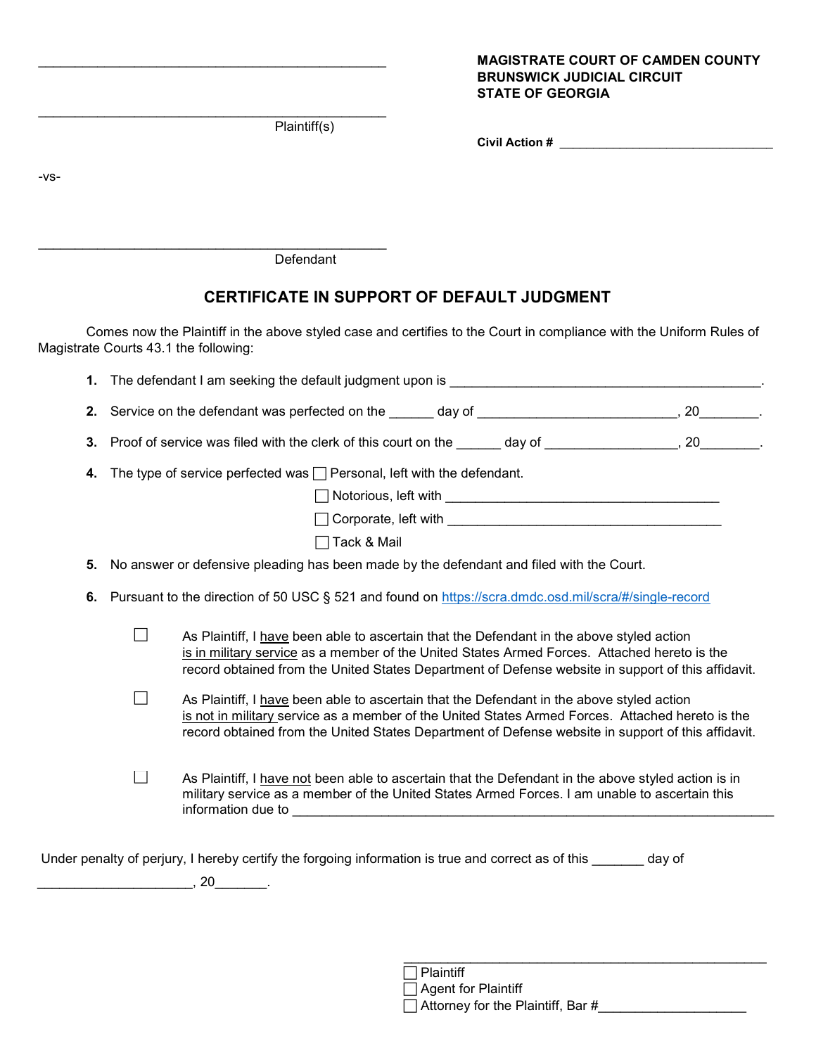\_\_\_\_\_\_\_\_\_\_\_\_\_\_\_\_\_\_\_\_\_\_\_\_\_\_\_\_\_\_\_\_\_\_\_\_\_\_\_\_\_\_\_\_\_\_

\_\_\_\_\_\_\_\_\_\_\_\_\_\_\_\_\_\_\_\_\_\_\_\_\_\_\_\_\_\_\_\_\_\_\_\_\_\_\_\_\_\_\_\_\_\_

Plaintiff(s)

**MAGISTRATE COURT OF CAMDEN COUNTY**
**BRUNSWICK JUDICIAL CIRCUIT**
**STATE OF GEORGIA**

**Civil Action #** \_\_\_\_\_\_\_\_\_\_\_\_\_\_\_\_\_\_\_\_\_\_\_\_\_\_\_\_\_\_

-vs-

\_\_\_\_\_\_\_\_\_\_\_\_\_\_\_\_\_\_\_\_\_\_\_\_\_\_\_\_\_\_\_\_\_\_\_\_\_\_\_\_\_\_\_\_\_\_

Defendant

## CERTIFICATE IN SUPPORT OF DEFAULT JUDGMENT

Comes now the Plaintiff in the above styled case and certifies to the Court in compliance with the Uniform Rules of Magistrate Courts 43.1 the following:

1. The defendant I am seeking the default judgment upon is \_\_\_\_\_\_\_\_\_\_\_\_\_\_\_\_\_\_\_\_\_\_\_\_\_\_\_\_\_\_\_\_\_\_\_\_\_\_\_\_\_\_.
2. Service on the defendant was perfected on the \_\_\_\_\_\_ day of \_\_\_\_\_\_\_\_\_\_\_\_\_\_\_\_\_\_\_\_\_\_\_\_\_\_\_, 20\_\_\_\_\_\_\_\_.
3. Proof of service was filed with the clerk of this court on the \_\_\_\_\_\_ day of \_\_\_\_\_\_\_\_\_\_\_\_\_\_\_\_\_\_, 20\_\_\_\_\_\_\_\_.
4. The type of service perfected was ☐ Personal, left with the defendant.
   - ☐ Notorious, left with \_\_\_\_\_\_\_\_\_\_\_\_\_\_\_\_\_\_\_\_\_\_\_\_\_\_\_\_\_\_\_\_\_\_\_\_\_
   - ☐ Corporate, left with \_\_\_\_\_\_\_\_\_\_\_\_\_\_\_\_\_\_\_\_\_\_\_\_\_\_\_\_\_\_\_\_\_\_\_\_\_
   - ☐ Tack & Mail
5. No answer or defensive pleading has been made by the defendant and filed with the Court.
6. Pursuant to the direction of 50 USC § 521 and found on https://scra.dmdc.osd.mil/scra/#/single-record

☐ As Plaintiff, I <u>have</u> been able to ascertain that the Defendant in the above styled action <u>is in military service</u> as a member of the United States Armed Forces. Attached hereto is the record obtained from the United States Department of Defense website in support of this affidavit.

☐ As Plaintiff, I <u>have</u> been able to ascertain that the Defendant in the above styled action <u>is not in military</u> service as a member of the United States Armed Forces. Attached hereto is the record obtained from the United States Department of Defense website in support of this affidavit.

☐ As Plaintiff, I <u>have not</u> been able to ascertain that the Defendant in the above styled action is in military service as a member of the United States Armed Forces. I am unable to ascertain this information due to \_\_\_\_\_\_\_\_\_\_\_\_\_\_\_\_\_\_\_\_\_\_\_\_\_\_\_\_\_\_\_\_\_\_\_\_\_\_\_\_\_\_\_\_\_\_\_\_\_\_\_\_\_\_\_\_\_\_\_\_\_\_\_

Under penalty of perjury, I hereby certify the forgoing information is true and correct as of this \_\_\_\_\_\_\_ day of \_\_\_\_\_\_\_\_\_\_\_\_\_\_\_\_\_\_\_\_\_, 20\_\_\_\_\_\_\_.

\_\_\_\_\_\_\_\_\_\_\_\_\_\_\_\_\_\_\_\_\_\_\_\_\_\_\_\_\_\_\_\_\_\_\_\_\_\_\_\_\_\_\_\_\_\_

☐ Plaintiff
☐ Agent for Plaintiff
☐ Attorney for the Plaintiff, Bar #\_\_\_\_\_\_\_\_\_\_\_\_\_\_\_\_\_\_\_\_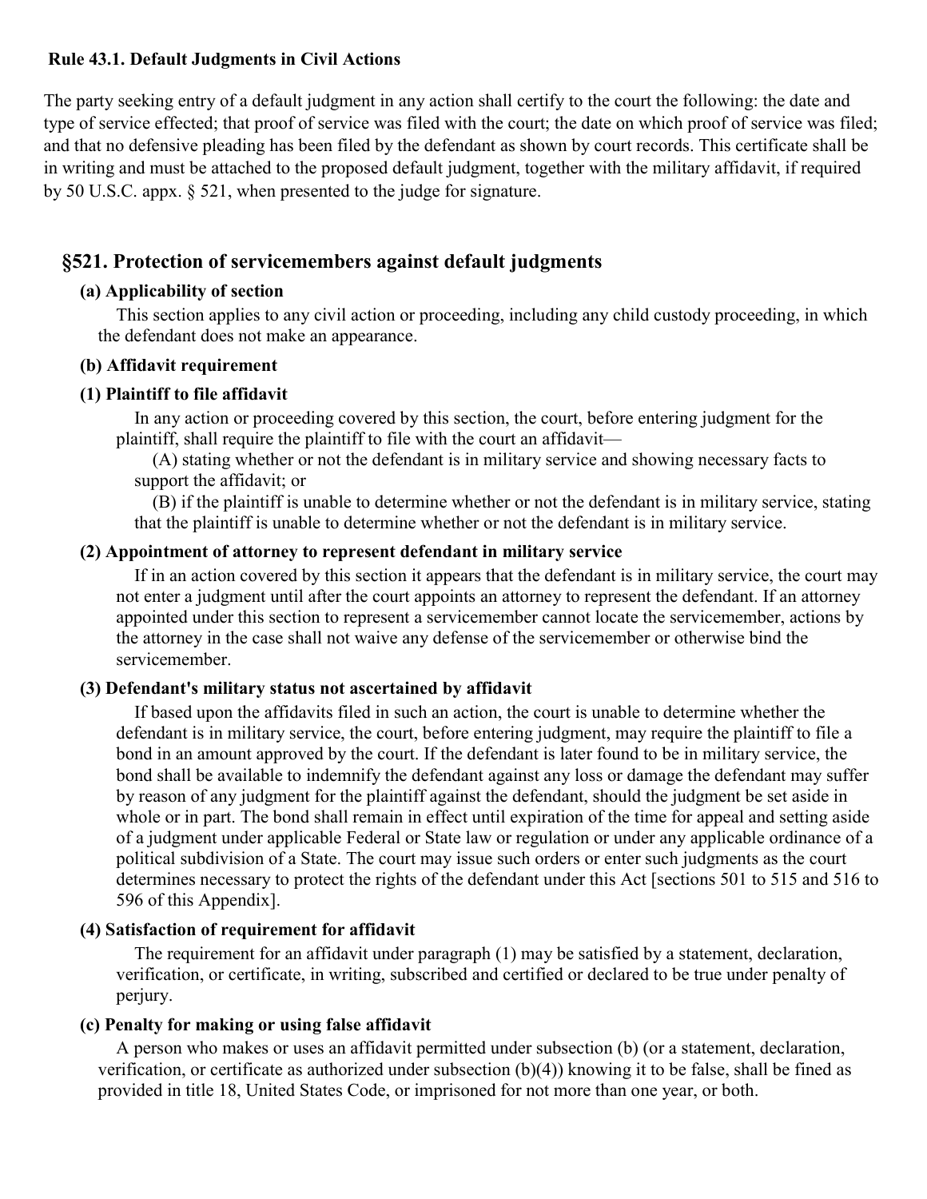**Rule 43.1. Default Judgments in Civil Actions**

The party seeking entry of a default judgment in any action shall certify to the court the following: the date and type of service effected; that proof of service was filed with the court; the date on which proof of service was filed; and that no defensive pleading has been filed by the defendant as shown by court records. This certificate shall be in writing and must be attached to the proposed default judgment, together with the military affidavit, if required by 50 U.S.C. appx. § 521, when presented to the judge for signature.

## §521. Protection of servicemembers against default judgments

### (a) Applicability of section

This section applies to any civil action or proceeding, including any child custody proceeding, in which the defendant does not make an appearance.

### (b) Affidavit requirement

#### (1) Plaintiff to file affidavit

In any action or proceeding covered by this section, the court, before entering judgment for the plaintiff, shall require the plaintiff to file with the court an affidavit—

(A) stating whether or not the defendant is in military service and showing necessary facts to support the affidavit; or

(B) if the plaintiff is unable to determine whether or not the defendant is in military service, stating that the plaintiff is unable to determine whether or not the defendant is in military service.

#### (2) Appointment of attorney to represent defendant in military service

If in an action covered by this section it appears that the defendant is in military service, the court may not enter a judgment until after the court appoints an attorney to represent the defendant. If an attorney appointed under this section to represent a servicemember cannot locate the servicemember, actions by the attorney in the case shall not waive any defense of the servicemember or otherwise bind the servicemember.

#### (3) Defendant's military status not ascertained by affidavit

If based upon the affidavits filed in such an action, the court is unable to determine whether the defendant is in military service, the court, before entering judgment, may require the plaintiff to file a bond in an amount approved by the court. If the defendant is later found to be in military service, the bond shall be available to indemnify the defendant against any loss or damage the defendant may suffer by reason of any judgment for the plaintiff against the defendant, should the judgment be set aside in whole or in part. The bond shall remain in effect until expiration of the time for appeal and setting aside of a judgment under applicable Federal or State law or regulation or under any applicable ordinance of a political subdivision of a State. The court may issue such orders or enter such judgments as the court determines necessary to protect the rights of the defendant under this Act [sections 501 to 515 and 516 to 596 of this Appendix].

#### (4) Satisfaction of requirement for affidavit

The requirement for an affidavit under paragraph (1) may be satisfied by a statement, declaration, verification, or certificate, in writing, subscribed and certified or declared to be true under penalty of perjury.

### (c) Penalty for making or using false affidavit

A person who makes or uses an affidavit permitted under subsection (b) (or a statement, declaration, verification, or certificate as authorized under subsection (b)(4)) knowing it to be false, shall be fined as provided in title 18, United States Code, or imprisoned for not more than one year, or both.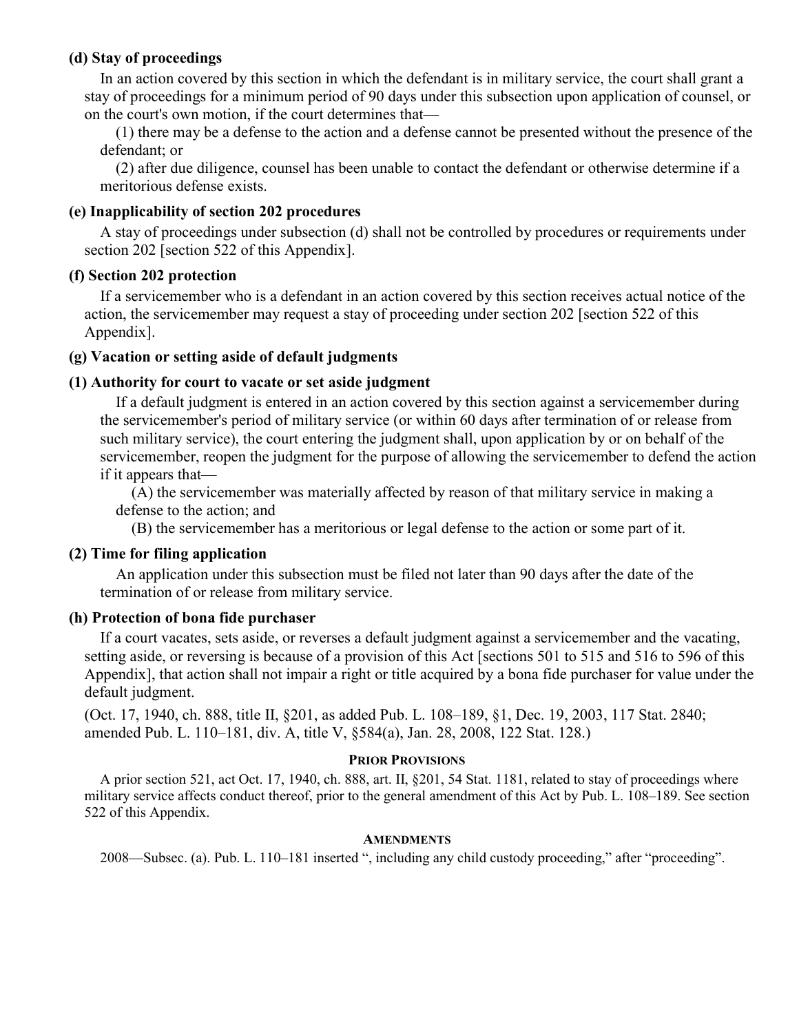**(d) Stay of proceedings**

In an action covered by this section in which the defendant is in military service, the court shall grant a stay of proceedings for a minimum period of 90 days under this subsection upon application of counsel, or on the court's own motion, if the court determines that—

(1) there may be a defense to the action and a defense cannot be presented without the presence of the defendant; or

(2) after due diligence, counsel has been unable to contact the defendant or otherwise determine if a meritorious defense exists.

**(e) Inapplicability of section 202 procedures**

A stay of proceedings under subsection (d) shall not be controlled by procedures or requirements under section 202 [section 522 of this Appendix].

**(f) Section 202 protection**

If a servicemember who is a defendant in an action covered by this section receives actual notice of the action, the servicemember may request a stay of proceeding under section 202 [section 522 of this Appendix].

**(g) Vacation or setting aside of default judgments**

**(1) Authority for court to vacate or set aside judgment**

If a default judgment is entered in an action covered by this section against a servicemember during the servicemember's period of military service (or within 60 days after termination of or release from such military service), the court entering the judgment shall, upon application by or on behalf of the servicemember, reopen the judgment for the purpose of allowing the servicemember to defend the action if it appears that—

(A) the servicemember was materially affected by reason of that military service in making a defense to the action; and

(B) the servicemember has a meritorious or legal defense to the action or some part of it.

**(2) Time for filing application**

An application under this subsection must be filed not later than 90 days after the date of the termination of or release from military service.

**(h) Protection of bona fide purchaser**

If a court vacates, sets aside, or reverses a default judgment against a servicemember and the vacating, setting aside, or reversing is because of a provision of this Act [sections 501 to 515 and 516 to 596 of this Appendix], that action shall not impair a right or title acquired by a bona fide purchaser for value under the default judgment.

(Oct. 17, 1940, ch. 888, title II, §201, as added Pub. L. 108–189, §1, Dec. 19, 2003, 117 Stat. 2840; amended Pub. L. 110–181, div. A, title V, §584(a), Jan. 28, 2008, 122 Stat. 128.)

**PRIOR PROVISIONS**

A prior section 521, act Oct. 17, 1940, ch. 888, art. II, §201, 54 Stat. 1181, related to stay of proceedings where military service affects conduct thereof, prior to the general amendment of this Act by Pub. L. 108–189. See section 522 of this Appendix.

**AMENDMENTS**

2008—Subsec. (a). Pub. L. 110–181 inserted ", including any child custody proceeding," after "proceeding".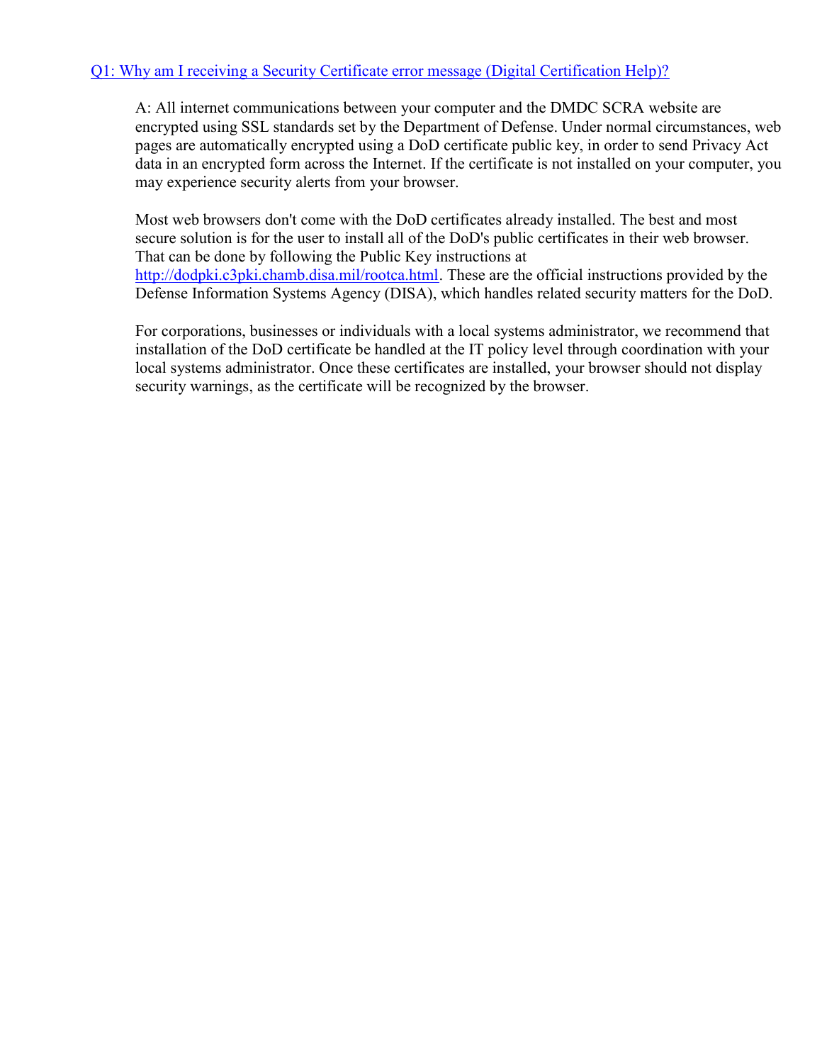[Q1: Why am I receiving a Security Certificate error message (Digital Certification Help)?](#)

A: All internet communications between your computer and the DMDC SCRA website are encrypted using SSL standards set by the Department of Defense. Under normal circumstances, web pages are automatically encrypted using a DoD certificate public key, in order to send Privacy Act data in an encrypted form across the Internet. If the certificate is not installed on your computer, you may experience security alerts from your browser.

Most web browsers don't come with the DoD certificates already installed. The best and most secure solution is for the user to install all of the DoD's public certificates in their web browser. That can be done by following the Public Key instructions at [http://dodpki.c3pki.chamb.disa.mil/rootca.html](http://dodpki.c3pki.chamb.disa.mil/rootca.html). These are the official instructions provided by the Defense Information Systems Agency (DISA), which handles related security matters for the DoD.

For corporations, businesses or individuals with a local systems administrator, we recommend that installation of the DoD certificate be handled at the IT policy level through coordination with your local systems administrator. Once these certificates are installed, your browser should not display security warnings, as the certificate will be recognized by the browser.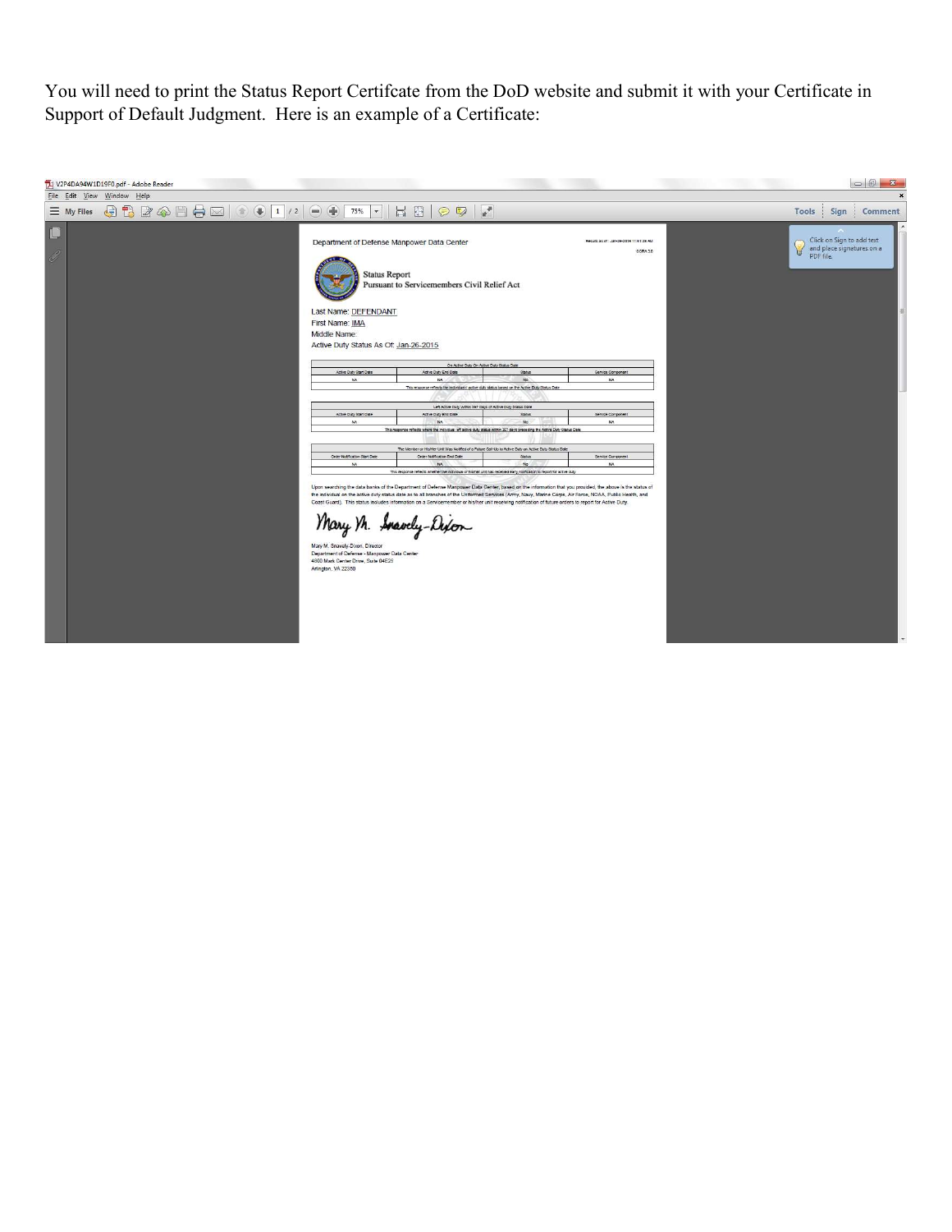You will need to print the Status Report Certifcate from the DoD website and submit it with your Certificate in Support of Default Judgment. Here is an example of a Certificate:

V2P4DA94W1D19F0.pdf - Adobe Reader

File Edit View Window Help

My Files 1 / 2 75% Tools Sign Comment

Click on Sign to add text and place signatures on a PDF file.

Department of Defense Manpower Data Center

Results as of : Jan-26-2015 11:41:36 AM

SCRA 3.0

**Status Report**
**Pursuant to Servicemembers Civil Relief Act**

Last Name: DEFENDANT
First Name: IMA
Middle Name:
Active Duty Status As Of: Jan-26-2015

| On Active Duty On Active Duty Status Date | | | |
|---|---|---|---|
| Active Duty Start Date | Active Duty End Date | Status | Service Component |
| NA | NA | No | NA |
| This response reflects the individuals' active duty status based on the Active Duty Status Date | | | |

| Left Active Duty Within 367 Days of Active Duty Status Date | | | |
|---|---|---|---|
| Active Duty Start Date | Active Duty End Date | Status | Service Component |
| NA | NA | No | NA |
| This response reflects where the individual left active duty status within 367 days preceding the Active Duty Status Date | | | |

| The Member or His/Her Unit Was Notified of a Future Call-Up to Active Duty on Active Duty Status Date | | | |
|---|---|---|---|
| Order Notification Start Date | Order Notification End Date | Status | Service Component |
| NA | NA | No | NA |
| This response reflects whether the individual or his/her unit has received early notification to report for active duty | | | |

Upon searching the data banks of the Department of Defense Manpower Data Center, based on the information that you provided, the above is the status of the individual on the active duty status date as to all branches of the Uniformed Services (Army, Navy, Marine Corps, Air Force, NOAA, Public Health, and Coast Guard). This status includes information on a Servicemember or his/her unit receiving notification of future orders to report for Active Duty.

Mary M. Snavely-Dixon

Mary M. Snavely-Dixon, Director
Department of Defense - Manpower Data Center
4800 Mark Center Drive, Suite 04E25
Arlington, VA 22350